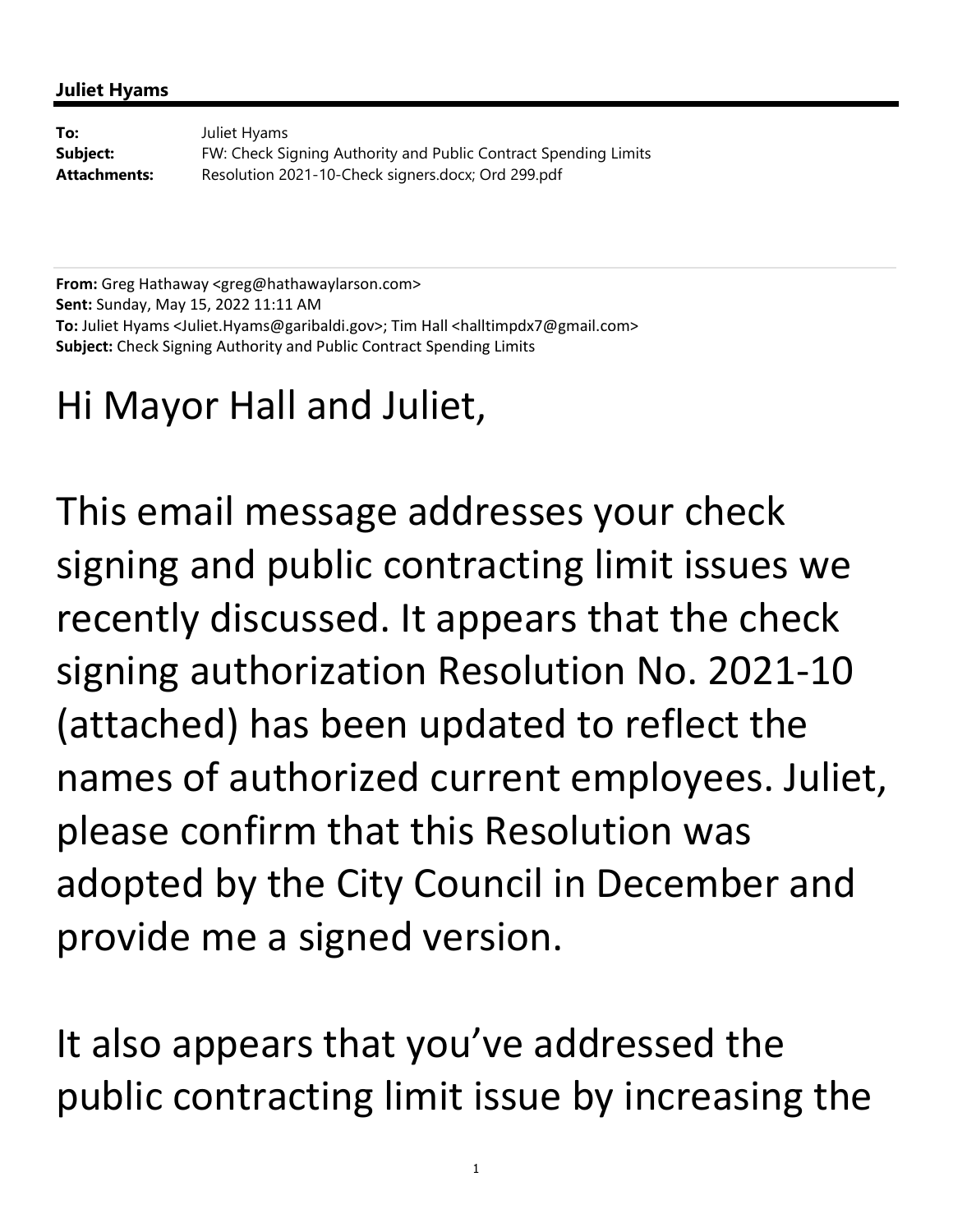**Juliet Hyams**

---

**To:** Juliet Hyams
**Subject:** FW: Check Signing Authority and Public Contract Spending Limits
**Attachments:** Resolution 2021-10-Check signers.docx; Ord 299.pdf

---

**From:** Greg Hathaway <greg@hathawaylarson.com>
**Sent:** Sunday, May 15, 2022 11:11 AM
**To:** Juliet Hyams <Juliet.Hyams@garibaldi.gov>; Tim Hall <halltimpdx7@gmail.com>
**Subject:** Check Signing Authority and Public Contract Spending Limits

Hi Mayor Hall and Juliet,

This email message addresses your check signing and public contracting limit issues we recently discussed. It appears that the check signing authorization Resolution No. 2021-10 (attached) has been updated to reflect the names of authorized current employees. Juliet, please confirm that this Resolution was adopted by the City Council in December and provide me a signed version.

It also appears that you've addressed the public contracting limit issue by increasing the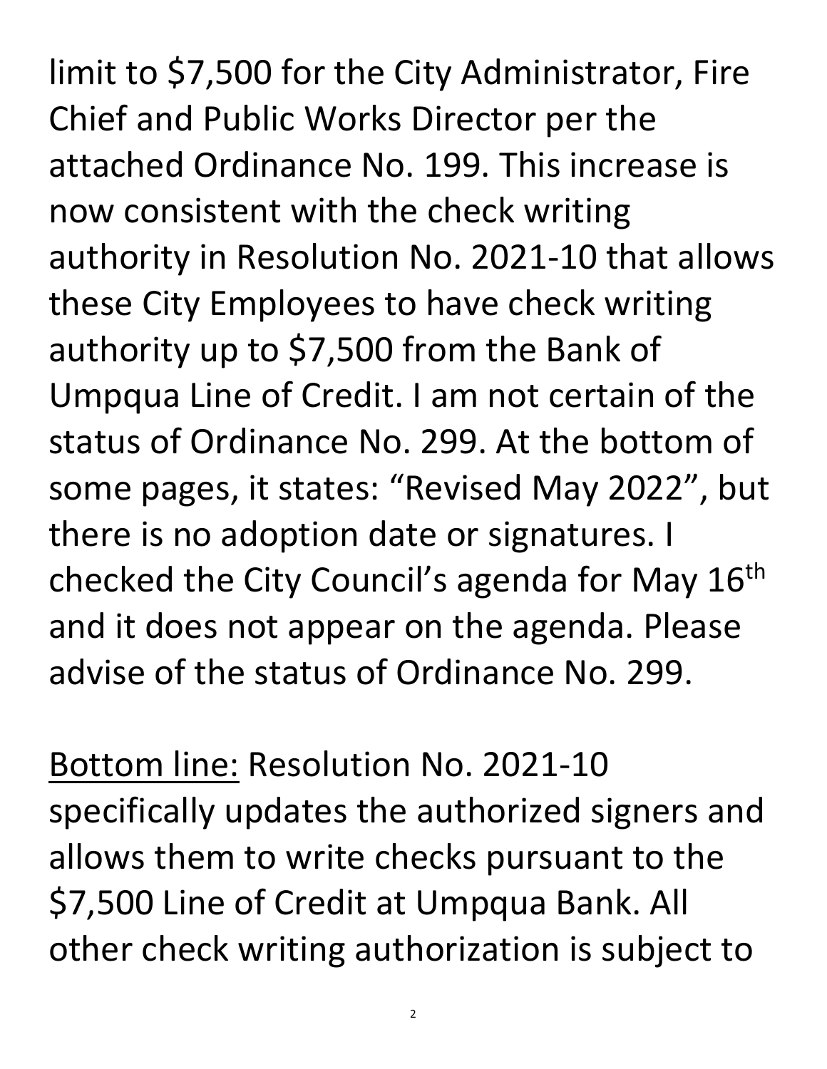limit to $7,500 for the City Administrator, Fire Chief and Public Works Director per the attached Ordinance No. 199. This increase is now consistent with the check writing authority in Resolution No. 2021-10 that allows these City Employees to have check writing authority up to $7,500 from the Bank of Umpqua Line of Credit. I am not certain of the status of Ordinance No. 299. At the bottom of some pages, it states: "Revised May 2022", but there is no adoption date or signatures. I checked the City Council's agenda for May 16th and it does not appear on the agenda. Please advise of the status of Ordinance No. 299.

<u>Bottom line:</u> Resolution No. 2021-10 specifically updates the authorized signers and allows them to write checks pursuant to the $7,500 Line of Credit at Umpqua Bank. All other check writing authorization is subject to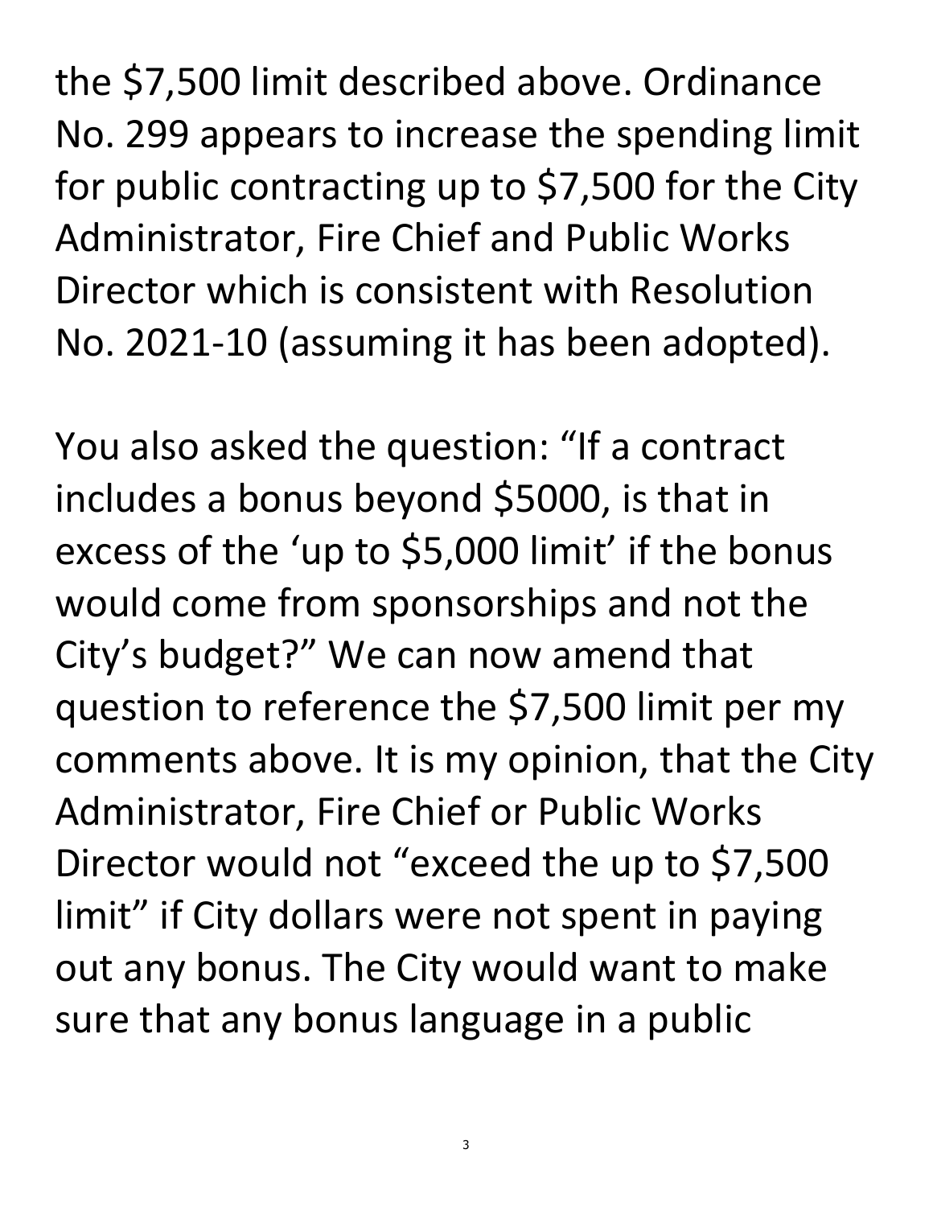the $7,500 limit described above. Ordinance No. 299 appears to increase the spending limit for public contracting up to $7,500 for the City Administrator, Fire Chief and Public Works Director which is consistent with Resolution No. 2021-10 (assuming it has been adopted).

You also asked the question: "If a contract includes a bonus beyond $5000, is that in excess of the 'up to $5,000 limit' if the bonus would come from sponsorships and not the City's budget?" We can now amend that question to reference the $7,500 limit per my comments above. It is my opinion, that the City Administrator, Fire Chief or Public Works Director would not "exceed the up to $7,500 limit" if City dollars were not spent in paying out any bonus. The City would want to make sure that any bonus language in a public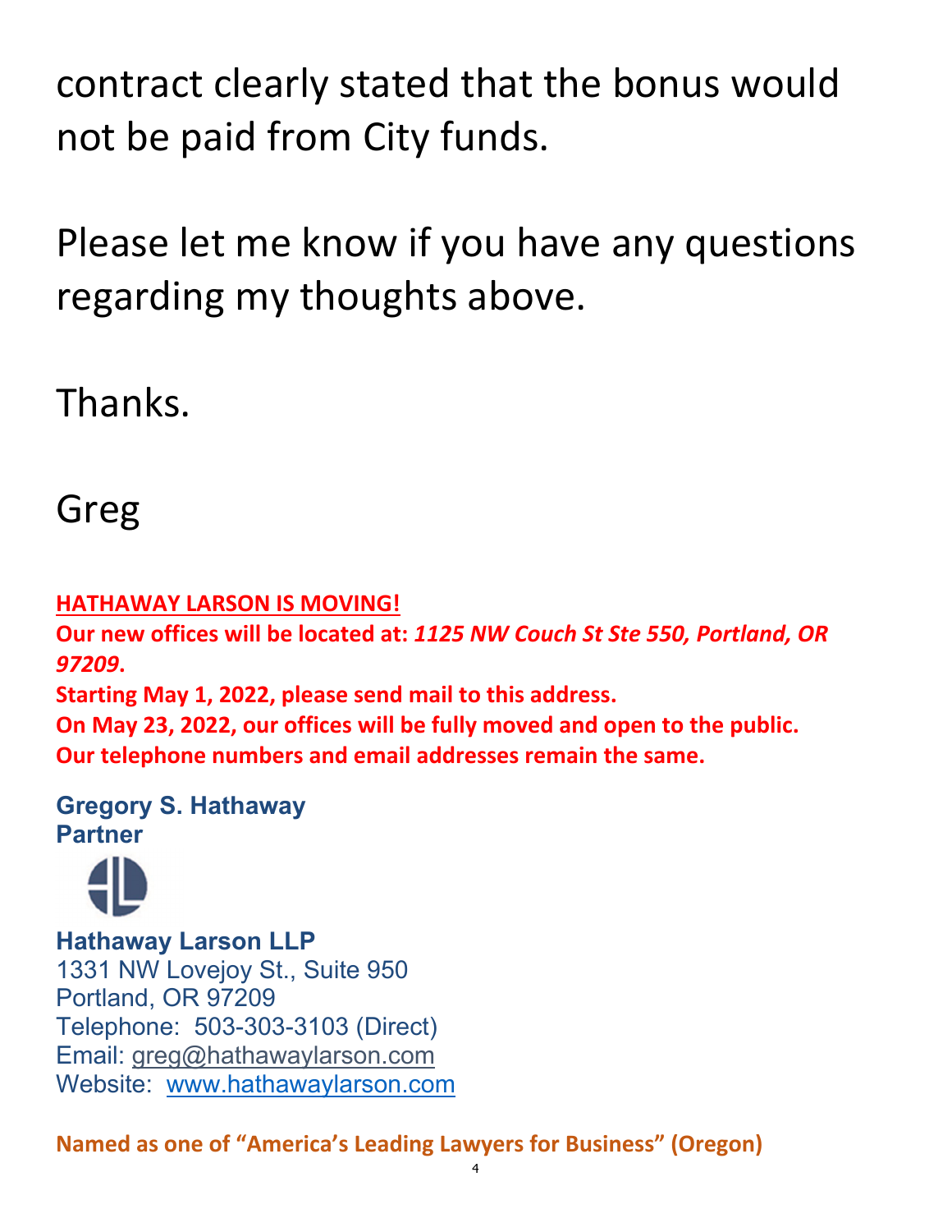contract clearly stated that the bonus would not be paid from City funds.

Please let me know if you have any questions regarding my thoughts above.

Thanks.

Greg

**HATHAWAY LARSON IS MOVING!**
**Our new offices will be located at: *1125 NW Couch St Ste 550, Portland, OR 97209*.**
**Starting May 1, 2022, please send mail to this address.**
**On May 23, 2022, our offices will be fully moved and open to the public.**
**Our telephone numbers and email addresses remain the same.**

**Gregory S. Hathaway**
**Partner**

**Hathaway Larson LLP**
1331 NW Lovejoy St., Suite 950
Portland, OR 97209
Telephone: 503-303-3103 (Direct)
Email: greg@hathawaylarson.com
Website: www.hathawaylarson.com

**Named as one of "America's Leading Lawyers for Business" (Oregon)**